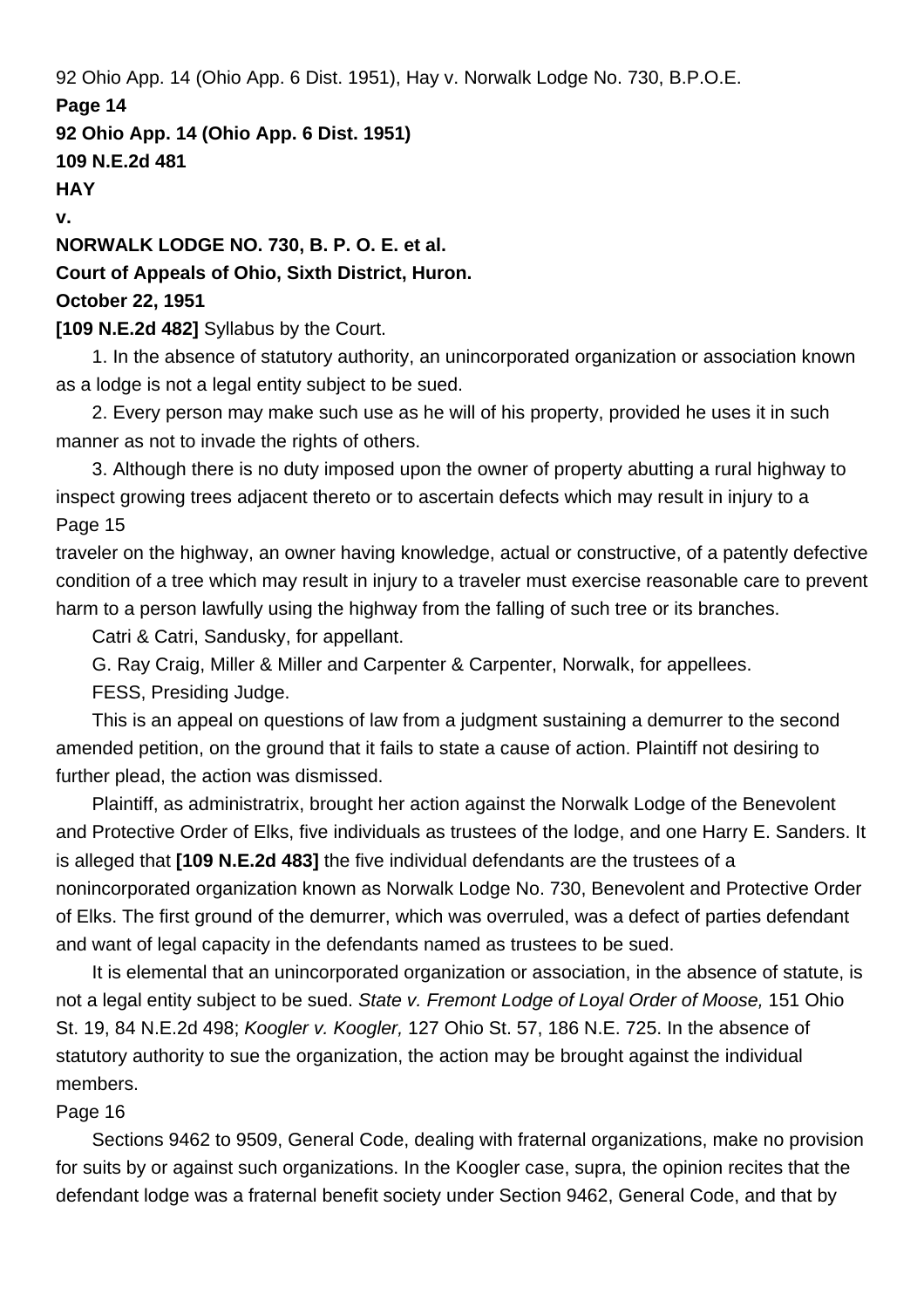92 Ohio App. 14 (Ohio App. 6 Dist. 1951), Hay v. Norwalk Lodge No. 730, B.P.O.E.

**Page 14**

**92 Ohio App. 14 (Ohio App. 6 Dist. 1951)**

**109 N.E.2d 481**

**HAY**

**v.**

**NORWALK LODGE NO. 730, B. P. O. E. et al.**

**Court of Appeals of Ohio, Sixth District, Huron.**

**October 22, 1951**

**[109 N.E.2d 482]** Syllabus by the Court.

1. In the absence of statutory authority, an unincorporated organization or association known as a lodge is not a legal entity subject to be sued.

2. Every person may make such use as he will of his property, provided he uses it in such manner as not to invade the rights of others.

3. Although there is no duty imposed upon the owner of property abutting a rural highway to inspect growing trees adjacent thereto or to ascertain defects which may result in injury to a

Page 15

traveler on the highway, an owner having knowledge, actual or constructive, of a patently defective condition of a tree which may result in injury to a traveler must exercise reasonable care to prevent harm to a person lawfully using the highway from the falling of such tree or its branches.

Catri & Catri, Sandusky, for appellant.

G. Ray Craig, Miller & Miller and Carpenter & Carpenter, Norwalk, for appellees.

FESS, Presiding Judge.

This is an appeal on questions of law from a judgment sustaining a demurrer to the second amended petition, on the ground that it fails to state a cause of action. Plaintiff not desiring to further plead, the action was dismissed.

Plaintiff, as administratrix, brought her action against the Norwalk Lodge of the Benevolent and Protective Order of Elks, five individuals as trustees of the lodge, and one Harry E. Sanders. It is alleged that **[109 N.E.2d 483]** the five individual defendants are the trustees of a nonincorporated organization known as Norwalk Lodge No. 730, Benevolent and Protective Order of Elks. The first ground of the demurrer, which was overruled, was a defect of parties defendant and want of legal capacity in the defendants named as trustees to be sued.

It is elemental that an unincorporated organization or association, in the absence of statute, is not a legal entity subject to be sued. *State v. Fremont Lodge of Loyal Order of Moose,* 151 Ohio St. 19, 84 N.E.2d 498; *Koogler v. Koogler,* 127 Ohio St. 57, 186 N.E. 725. In the absence of statutory authority to sue the organization, the action may be brought against the individual members.

Page 16

Sections 9462 to 9509, General Code, dealing with fraternal organizations, make no provision for suits by or against such organizations. In the Koogler case, supra, the opinion recites that the defendant lodge was a fraternal benefit society under Section 9462, General Code, and that by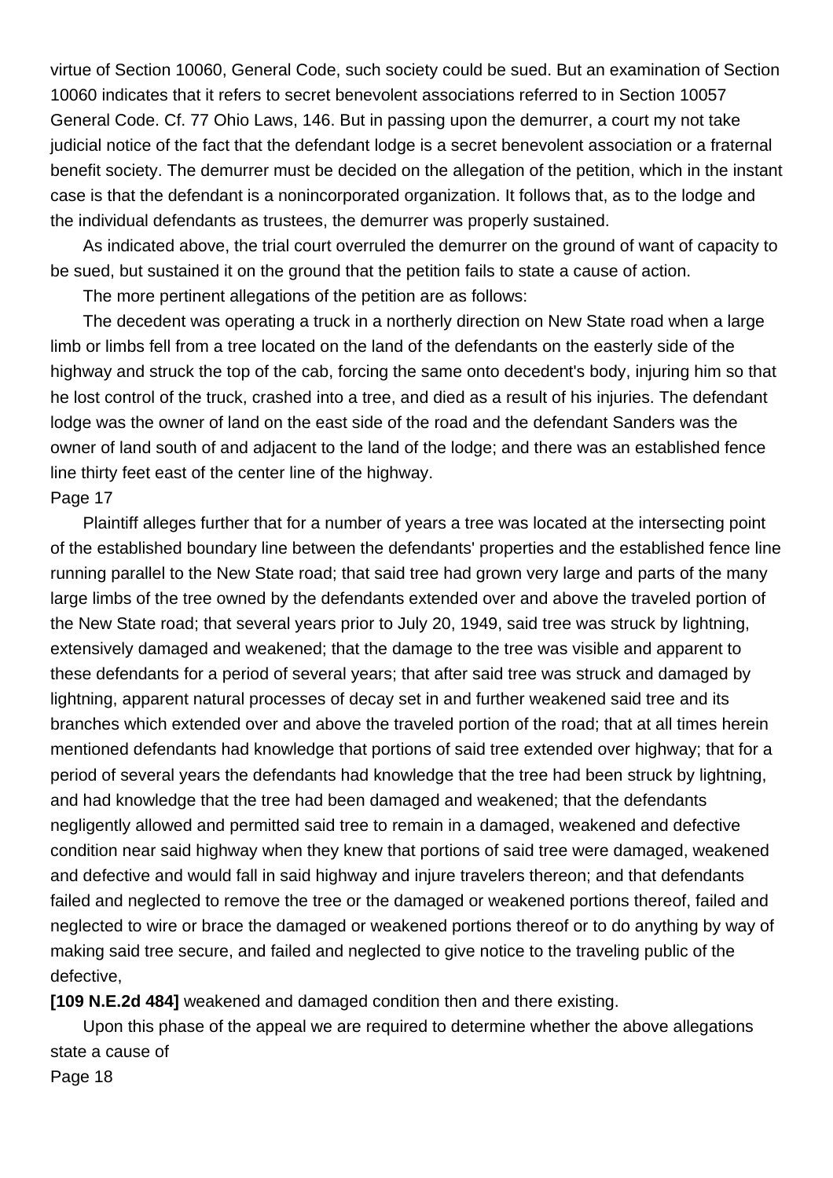virtue of Section 10060, General Code, such society could be sued. But an examination of Section 10060 indicates that it refers to secret benevolent associations referred to in Section 10057 General Code. Cf. 77 Ohio Laws, 146. But in passing upon the demurrer, a court my not take judicial notice of the fact that the defendant lodge is a secret benevolent association or a fraternal benefit society. The demurrer must be decided on the allegation of the petition, which in the instant case is that the defendant is a nonincorporated organization. It follows that, as to the lodge and the individual defendants as trustees, the demurrer was properly sustained.

As indicated above, the trial court overruled the demurrer on the ground of want of capacity to be sued, but sustained it on the ground that the petition fails to state a cause of action.

The more pertinent allegations of the petition are as follows:

The decedent was operating a truck in a northerly direction on New State road when a large limb or limbs fell from a tree located on the land of the defendants on the easterly side of the highway and struck the top of the cab, forcing the same onto decedent's body, injuring him so that he lost control of the truck, crashed into a tree, and died as a result of his injuries. The defendant lodge was the owner of land on the east side of the road and the defendant Sanders was the owner of land south of and adjacent to the land of the lodge; and there was an established fence line thirty feet east of the center line of the highway.

Page 17

Plaintiff alleges further that for a number of years a tree was located at the intersecting point of the established boundary line between the defendants' properties and the established fence line running parallel to the New State road; that said tree had grown very large and parts of the many large limbs of the tree owned by the defendants extended over and above the traveled portion of the New State road; that several years prior to July 20, 1949, said tree was struck by lightning, extensively damaged and weakened; that the damage to the tree was visible and apparent to these defendants for a period of several years; that after said tree was struck and damaged by lightning, apparent natural processes of decay set in and further weakened said tree and its branches which extended over and above the traveled portion of the road; that at all times herein mentioned defendants had knowledge that portions of said tree extended over highway; that for a period of several years the defendants had knowledge that the tree had been struck by lightning, and had knowledge that the tree had been damaged and weakened; that the defendants negligently allowed and permitted said tree to remain in a damaged, weakened and defective condition near said highway when they knew that portions of said tree were damaged, weakened and defective and would fall in said highway and injure travelers thereon; and that defendants failed and neglected to remove the tree or the damaged or weakened portions thereof, failed and neglected to wire or brace the damaged or weakened portions thereof or to do anything by way of making said tree secure, and failed and neglected to give notice to the traveling public of the defective,

**[109 N.E.2d 484]** weakened and damaged condition then and there existing.

Upon this phase of the appeal we are required to determine whether the above allegations state a cause of

Page 18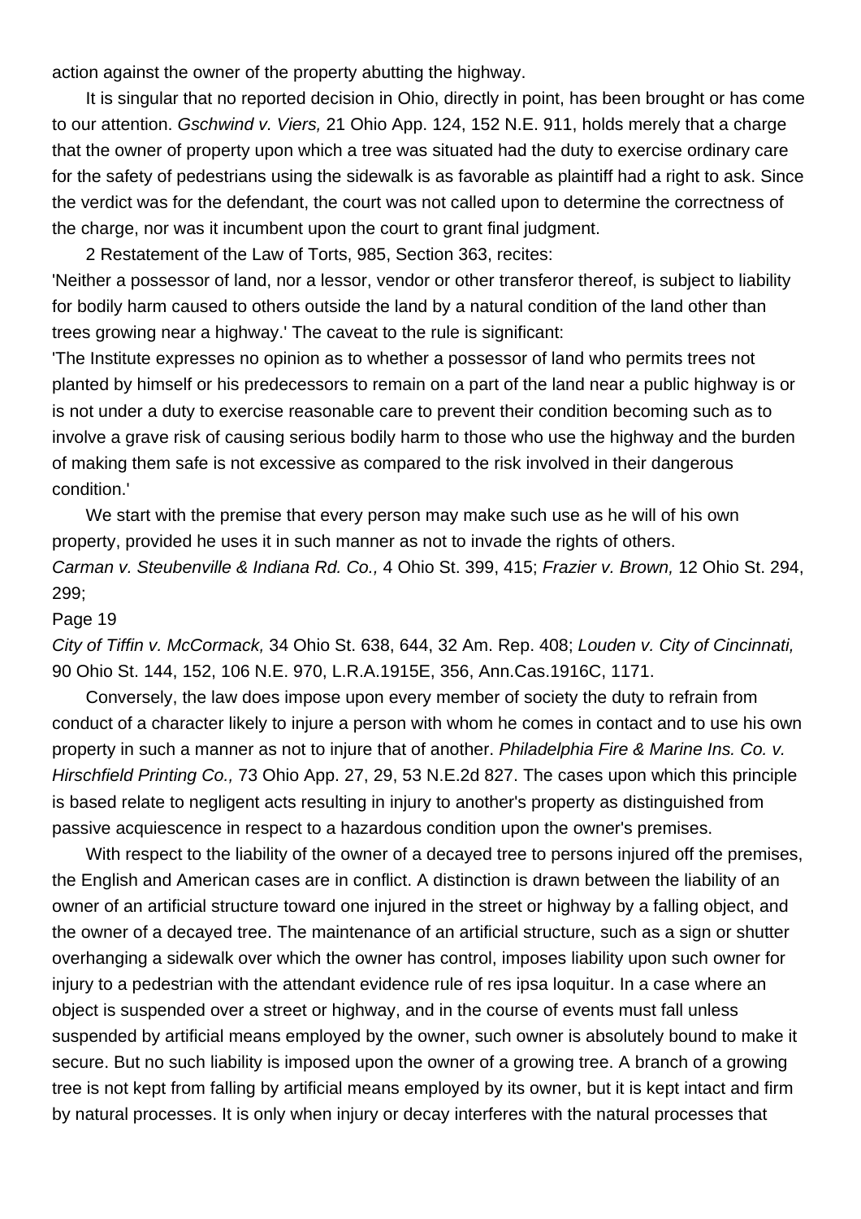action against the owner of the property abutting the highway.

It is singular that no reported decision in Ohio, directly in point, has been brought or has come to our attention. *Gschwind v. Viers,* 21 Ohio App. 124, 152 N.E. 911, holds merely that a charge that the owner of property upon which a tree was situated had the duty to exercise ordinary care for the safety of pedestrians using the sidewalk is as favorable as plaintiff had a right to ask. Since the verdict was for the defendant, the court was not called upon to determine the correctness of the charge, nor was it incumbent upon the court to grant final judgment.

2 Restatement of the Law of Torts, 985, Section 363, recites:

'Neither a possessor of land, nor a lessor, vendor or other transferor thereof, is subject to liability for bodily harm caused to others outside the land by a natural condition of the land other than trees growing near a highway.' The caveat to the rule is significant:

'The Institute expresses no opinion as to whether a possessor of land who permits trees not planted by himself or his predecessors to remain on a part of the land near a public highway is or is not under a duty to exercise reasonable care to prevent their condition becoming such as to involve a grave risk of causing serious bodily harm to those who use the highway and the burden of making them safe is not excessive as compared to the risk involved in their dangerous condition.'

We start with the premise that every person may make such use as he will of his own property, provided he uses it in such manner as not to invade the rights of others. *Carman v. Steubenville & Indiana Rd. Co.,* 4 Ohio St. 399, 415; *Frazier v. Brown,* 12 Ohio St. 294, 299;

Page 19

*City of Tiffin v. McCormack,* 34 Ohio St. 638, 644, 32 Am. Rep. 408; *Louden v. City of Cincinnati,* 90 Ohio St. 144, 152, 106 N.E. 970, L.R.A.1915E, 356, Ann.Cas.1916C, 1171.

Conversely, the law does impose upon every member of society the duty to refrain from conduct of a character likely to injure a person with whom he comes in contact and to use his own property in such a manner as not to injure that of another. *Philadelphia Fire & Marine Ins. Co. v. Hirschfield Printing Co.,* 73 Ohio App. 27, 29, 53 N.E.2d 827. The cases upon which this principle is based relate to negligent acts resulting in injury to another's property as distinguished from passive acquiescence in respect to a hazardous condition upon the owner's premises.

With respect to the liability of the owner of a decayed tree to persons injured off the premises, the English and American cases are in conflict. A distinction is drawn between the liability of an owner of an artificial structure toward one injured in the street or highway by a falling object, and the owner of a decayed tree. The maintenance of an artificial structure, such as a sign or shutter overhanging a sidewalk over which the owner has control, imposes liability upon such owner for injury to a pedestrian with the attendant evidence rule of res ipsa loquitur. In a case where an object is suspended over a street or highway, and in the course of events must fall unless suspended by artificial means employed by the owner, such owner is absolutely bound to make it secure. But no such liability is imposed upon the owner of a growing tree. A branch of a growing tree is not kept from falling by artificial means employed by its owner, but it is kept intact and firm by natural processes. It is only when injury or decay interferes with the natural processes that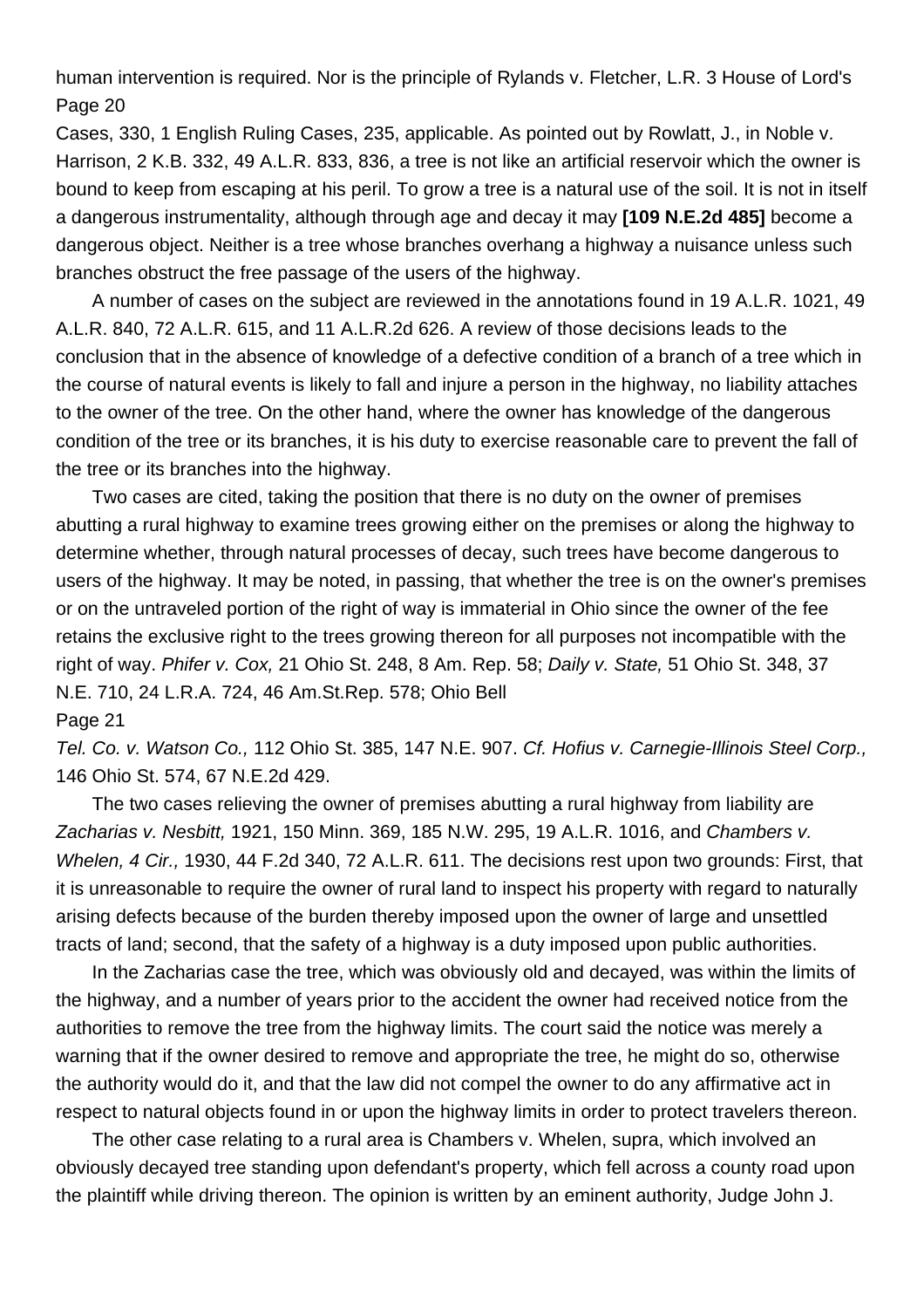human intervention is required. Nor is the principle of Rylands v. Fletcher, L.R. 3 House of Lord's
Page 20
Cases, 330, 1 English Ruling Cases, 235, applicable. As pointed out by Rowlatt, J., in Noble v. Harrison, 2 K.B. 332, 49 A.L.R. 833, 836, a tree is not like an artificial reservoir which the owner is bound to keep from escaping at his peril. To grow a tree is a natural use of the soil. It is not in itself a dangerous instrumentality, although through age and decay it may **[109 N.E.2d 485]** become a dangerous object. Neither is a tree whose branches overhang a highway a nuisance unless such branches obstruct the free passage of the users of the highway.

A number of cases on the subject are reviewed in the annotations found in 19 A.L.R. 1021, 49 A.L.R. 840, 72 A.L.R. 615, and 11 A.L.R.2d 626. A review of those decisions leads to the conclusion that in the absence of knowledge of a defective condition of a branch of a tree which in the course of natural events is likely to fall and injure a person in the highway, no liability attaches to the owner of the tree. On the other hand, where the owner has knowledge of the dangerous condition of the tree or its branches, it is his duty to exercise reasonable care to prevent the fall of the tree or its branches into the highway.

Two cases are cited, taking the position that there is no duty on the owner of premises abutting a rural highway to examine trees growing either on the premises or along the highway to determine whether, through natural processes of decay, such trees have become dangerous to users of the highway. It may be noted, in passing, that whether the tree is on the owner's premises or on the untraveled portion of the right of way is immaterial in Ohio since the owner of the fee retains the exclusive right to the trees growing thereon for all purposes not incompatible with the right of way. *Phifer v. Cox,* 21 Ohio St. 248, 8 Am. Rep. 58; *Daily v. State,* 51 Ohio St. 348, 37 N.E. 710, 24 L.R.A. 724, 46 Am.St.Rep. 578; Ohio Bell
Page 21
*Tel. Co. v. Watson Co.,* 112 Ohio St. 385, 147 N.E. 907. *Cf. Hofius v. Carnegie-Illinois Steel Corp.,* 146 Ohio St. 574, 67 N.E.2d 429.

The two cases relieving the owner of premises abutting a rural highway from liability are *Zacharias v. Nesbitt,* 1921, 150 Minn. 369, 185 N.W. 295, 19 A.L.R. 1016, and *Chambers v. Whelen, 4 Cir.,* 1930, 44 F.2d 340, 72 A.L.R. 611. The decisions rest upon two grounds: First, that it is unreasonable to require the owner of rural land to inspect his property with regard to naturally arising defects because of the burden thereby imposed upon the owner of large and unsettled tracts of land; second, that the safety of a highway is a duty imposed upon public authorities.

In the Zacharias case the tree, which was obviously old and decayed, was within the limits of the highway, and a number of years prior to the accident the owner had received notice from the authorities to remove the tree from the highway limits. The court said the notice was merely a warning that if the owner desired to remove and appropriate the tree, he might do so, otherwise the authority would do it, and that the law did not compel the owner to do any affirmative act in respect to natural objects found in or upon the highway limits in order to protect travelers thereon.

The other case relating to a rural area is Chambers v. Whelen, supra, which involved an obviously decayed tree standing upon defendant's property, which fell across a county road upon the plaintiff while driving thereon. The opinion is written by an eminent authority, Judge John J.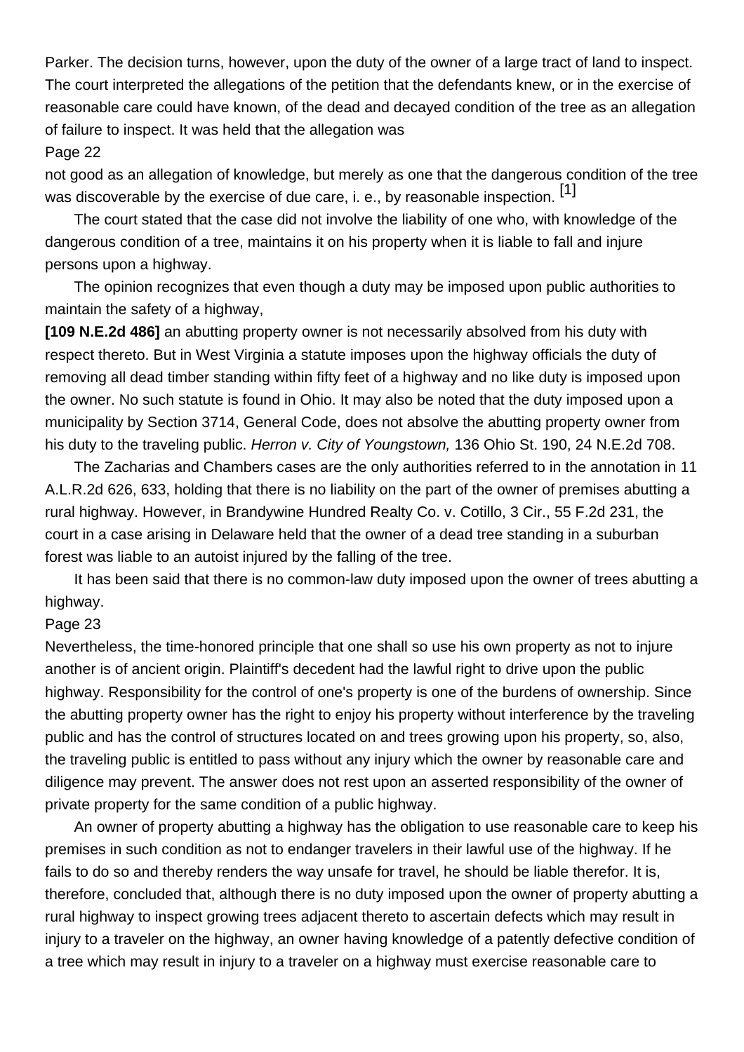Parker. The decision turns, however, upon the duty of the owner of a large tract of land to inspect. The court interpreted the allegations of the petition that the defendants knew, or in the exercise of reasonable care could have known, of the dead and decayed condition of the tree as an allegation of failure to inspect. It was held that the allegation was

Page 22

not good as an allegation of knowledge, but merely as one that the dangerous condition of the tree was discoverable by the exercise of due care, i. e., by reasonable inspection. [1]

The court stated that the case did not involve the liability of one who, with knowledge of the dangerous condition of a tree, maintains it on his property when it is liable to fall and injure persons upon a highway.

The opinion recognizes that even though a duty may be imposed upon public authorities to maintain the safety of a highway,

**[109 N.E.2d 486]** an abutting property owner is not necessarily absolved from his duty with respect thereto. But in West Virginia a statute imposes upon the highway officials the duty of removing all dead timber standing within fifty feet of a highway and no like duty is imposed upon the owner. No such statute is found in Ohio. It may also be noted that the duty imposed upon a municipality by Section 3714, General Code, does not absolve the abutting property owner from his duty to the traveling public. *Herron v. City of Youngstown,* 136 Ohio St. 190, 24 N.E.2d 708.

The Zacharias and Chambers cases are the only authorities referred to in the annotation in 11 A.L.R.2d 626, 633, holding that there is no liability on the part of the owner of premises abutting a rural highway. However, in Brandywine Hundred Realty Co. v. Cotillo, 3 Cir., 55 F.2d 231, the court in a case arising in Delaware held that the owner of a dead tree standing in a suburban forest was liable to an autoist injured by the falling of the tree.

It has been said that there is no common-law duty imposed upon the owner of trees abutting a highway.

Page 23

Nevertheless, the time-honored principle that one shall so use his own property as not to injure another is of ancient origin. Plaintiff's decedent had the lawful right to drive upon the public highway. Responsibility for the control of one's property is one of the burdens of ownership. Since the abutting property owner has the right to enjoy his property without interference by the traveling public and has the control of structures located on and trees growing upon his property, so, also, the traveling public is entitled to pass without any injury which the owner by reasonable care and diligence may prevent. The answer does not rest upon an asserted responsibility of the owner of private property for the same condition of a public highway.

An owner of property abutting a highway has the obligation to use reasonable care to keep his premises in such condition as not to endanger travelers in their lawful use of the highway. If he fails to do so and thereby renders the way unsafe for travel, he should be liable therefor. It is, therefore, concluded that, although there is no duty imposed upon the owner of property abutting a rural highway to inspect growing trees adjacent thereto to ascertain defects which may result in injury to a traveler on the highway, an owner having knowledge of a patently defective condition of a tree which may result in injury to a traveler on a highway must exercise reasonable care to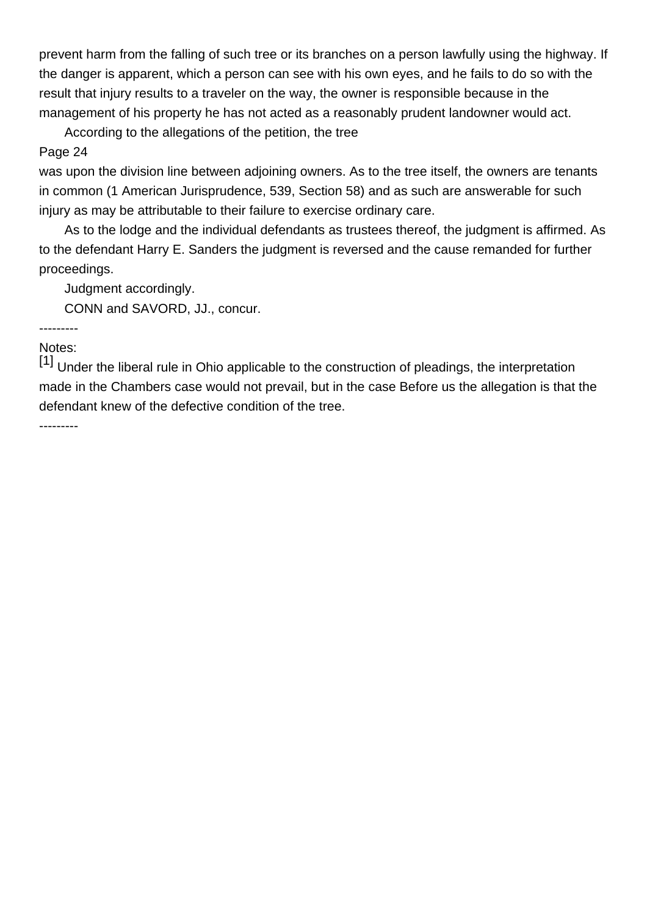prevent harm from the falling of such tree or its branches on a person lawfully using the highway. If the danger is apparent, which a person can see with his own eyes, and he fails to do so with the result that injury results to a traveler on the way, the owner is responsible because in the management of his property he has not acted as a reasonably prudent landowner would act.

According to the allegations of the petition, the tree

Page 24

was upon the division line between adjoining owners. As to the tree itself, the owners are tenants in common (1 American Jurisprudence, 539, Section 58) and as such are answerable for such injury as may be attributable to their failure to exercise ordinary care.

As to the lodge and the individual defendants as trustees thereof, the judgment is affirmed. As to the defendant Harry E. Sanders the judgment is reversed and the cause remanded for further proceedings.

Judgment accordingly.

CONN and SAVORD, JJ., concur.

---------

Notes:

[1] Under the liberal rule in Ohio applicable to the construction of pleadings, the interpretation made in the Chambers case would not prevail, but in the case Before us the allegation is that the defendant knew of the defective condition of the tree.

---------